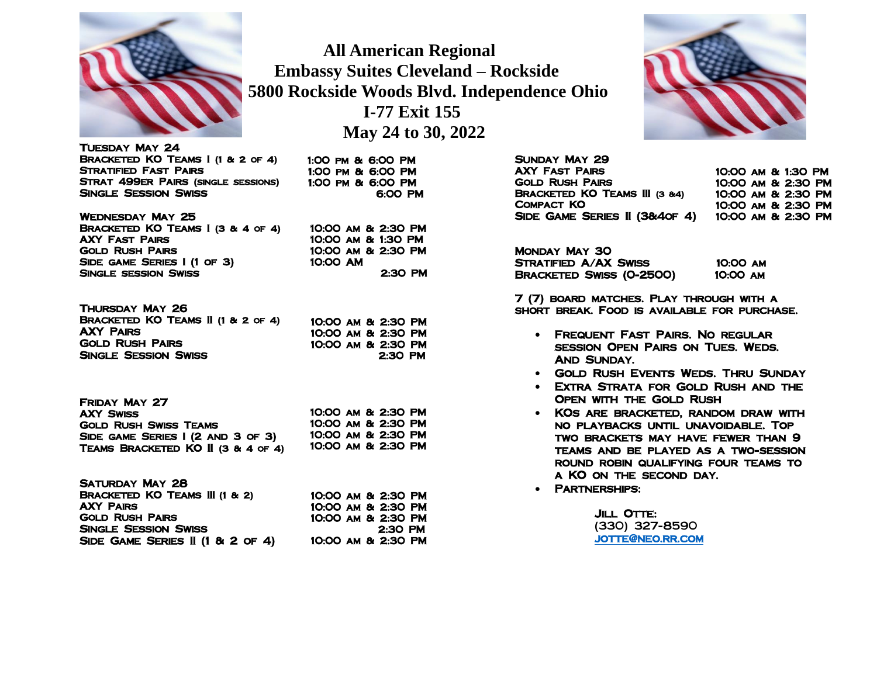# All American Regional
## Embassy Suites Cleveland – Rockside
## 5800 Rockside Woods Blvd. Independence Ohio
## I-77 Exit 155
## May 24 to 30, 2022

**Tuesday May 24**

| | |
|---|---|
| Bracketed KO Teams I (1 & 2 of 4) | 1:00 pm & 6:00 PM |
| Stratified Fast Pairs | 1:00 pm & 6:00 PM |
| Strat 499er Pairs (single sessions) | 1:00 pm & 6:00 PM |
| Single Session Swiss | 6:00 PM |

**Wednesday May 25**

| | |
|---|---|
| Bracketed KO Teams I (3 & 4 of 4) | 10:00 am & 2:30 PM |
| AXY Fast Pairs | 10:00 am & 1:30 PM |
| Gold Rush Pairs | 10:00 am & 2:30 PM |
| Side game Series I (1 of 3) | 10:00 AM |
| Single session Swiss | 2:30 PM |

**Thursday May 26**

| | |
|---|---|
| Bracketed KO Teams II (1 & 2 of 4) | 10:00 am & 2:30 PM |
| AXY Pairs | 10:00 am & 2:30 PM |
| Gold Rush Pairs | 10:00 am & 2:30 PM |
| Single Session Swiss | 2:30 PM |

**Friday May 27**

| | |
|---|---|
| AXY Swiss | 10:00 am & 2:30 PM |
| Gold Rush Swiss Teams | 10:00 am & 2:30 PM |
| Side game Series I (2 and 3 of 3) | 10:00 am & 2:30 PM |
| Teams Bracketed KO II (3 & 4 of 4) | 10:00 am & 2:30 PM |

**Saturday May 28**

| | |
|---|---|
| Bracketed KO Teams III (1 & 2) | 10:00 am & 2:30 PM |
| AXY Pairs | 10:00 am & 2:30 PM |
| Gold Rush Pairs | 10:00 am & 2:30 PM |
| Single Session Swiss | 2:30 PM |
| Side Game Series II (1 & 2 of 4) | 10:00 am & 2:30 PM |

**Sunday May 29**

| | |
|---|---|
| AXY Fast Pairs | 10:00 am & 1:30 PM |
| Gold Rush Pairs | 10:00 am & 2:30 PM |
| Bracketed KO Teams III (3 &4) | 10:00 am & 2:30 PM |
| Compact KO | 10:00 am & 2:30 PM |
| Side Game Series II (3&4of 4) | 10:00 am & 2:30 PM |

**Monday May 30**

| | |
|---|---|
| Stratified A/AX Swiss | 10:00 am |
| Bracketed Swiss (0-2500) | 10:00 am |

7 (7) board matches. Play through with a short break. Food is available for purchase.

- Frequent Fast Pairs. No regular session Open Pairs on Tues. Weds. And Sunday.
- Gold Rush Events Weds. thru Sunday
- Extra Strata for Gold Rush and the Open with the Gold Rush
- KOs are bracketed, random draw with no playbacks until unavoidable. Top two brackets may have fewer than 9 teams and be played as a two-session round robin qualifying four teams to a KO on the second day.
- Partnerships:

Jill Otte:
(330) 327-8590
jotte@neo.rr.com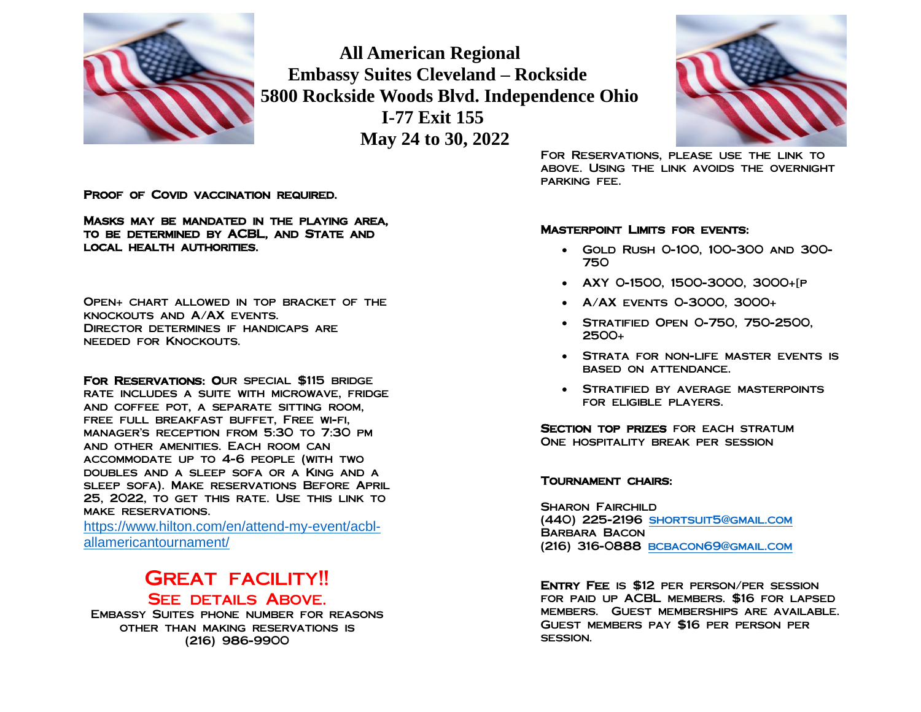# All American Regional
## Embassy Suites Cleveland – Rockside
## 5800 Rockside Woods Blvd. Independence Ohio
## I-77 Exit 155
## May 24 to 30, 2022

**Proof of Covid vaccination required.**

**Masks may be mandated in the playing area, to be determined by ACBL, and State and local health authorities.**

Open+ chart allowed in top bracket of the knockouts and A/AX events.
Director determines if handicaps are needed for Knockouts.

**For Reservations:** Our special $115 bridge rate includes a suite with microwave, fridge and coffee pot, a separate sitting room, free full breakfast buffet, Free wi-fi, manager's reception from 5:30 to 7:30 pm and other amenities. Each room can accommodate up to 4-6 people (with two doubles and a sleep sofa or a King and a sleep sofa). Make reservations Before April 25, 2022, to get this rate. Use this link to make reservations.

https://www.hilton.com/en/attend-my-event/acbl-allamericantournament/

## Great facility!!
### See details above.

Embassy Suites phone number for reasons other than making reservations is (216) 986-9900

For Reservations, please use the link to above. Using the link avoids the overnight parking fee.

**Masterpoint Limits for events:**

- Gold Rush 0-100, 100-300 and 300-750
- AXY 0-1500, 1500-3000, 3000+[p
- A/AX events 0-3000, 3000+
- Stratified Open 0-750, 750-2500, 2500+
- Strata for non-life master events is based on attendance.
- Stratified by average masterpoints for eligible players.

**Section top prizes** for each stratum
One hospitality break per session

**Tournament chairs:**

Sharon Fairchild
(440) 225-2196 shortsuit5@gmail.com
Barbara Bacon
(216) 316-0888 bcbacon69@gmail.com

**Entry Fee** is $12 per person/per session for paid up ACBL members. $16 for lapsed members. Guest memberships are available. Guest members pay $16 per person per session.